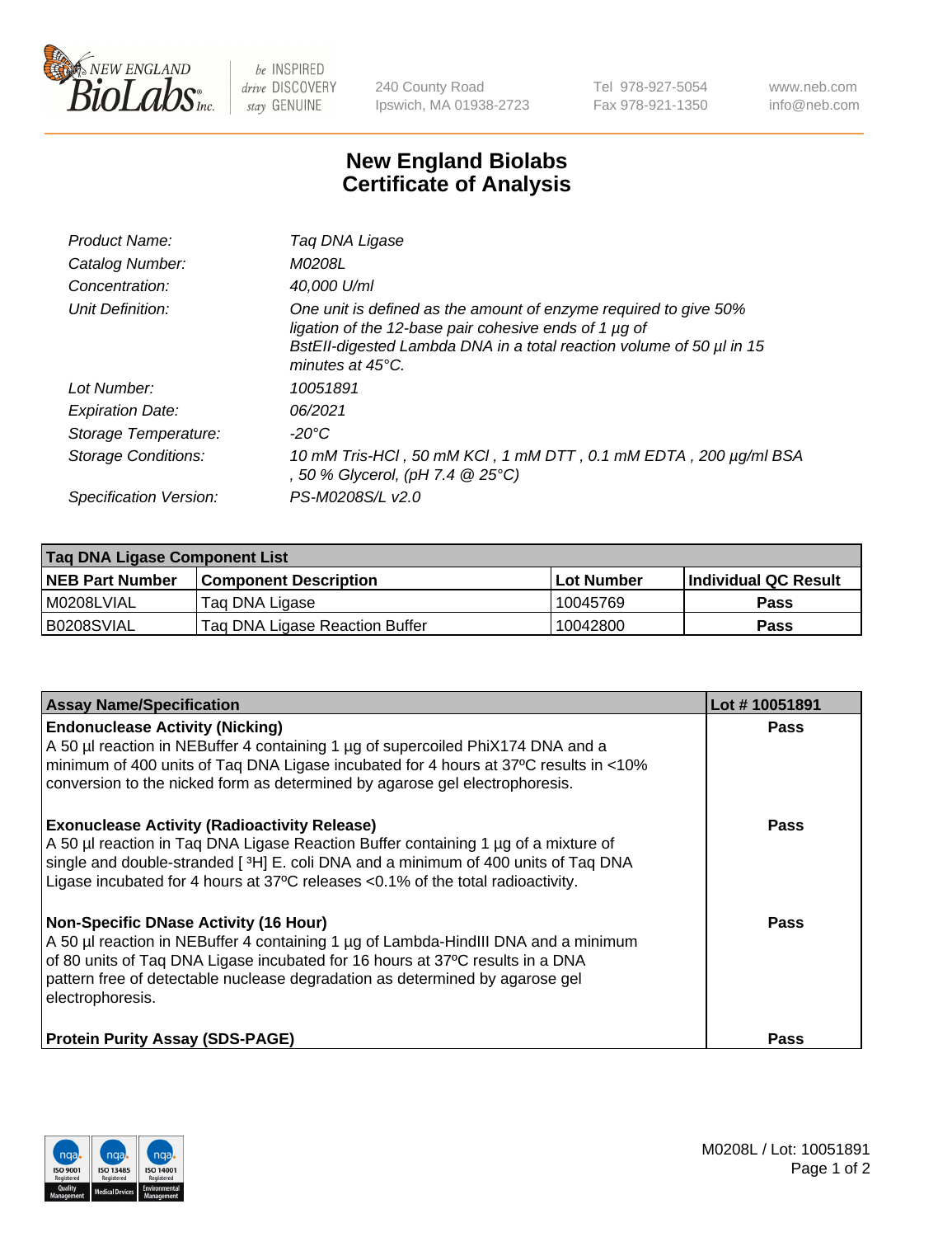240 County Road
Ipswich, MA 01938-2723

Tel 978-927-5054
Fax 978-921-1350

www.neb.com
info@neb.com

# New England Biolabs
# Certificate of Analysis

| | |
|---|---|
| *Product Name:* | *Taq DNA Ligase* |
| *Catalog Number:* | *M0208L* |
| *Concentration:* | *40,000 U/ml* |
| *Unit Definition:* | *One unit is defined as the amount of enzyme required to give 50% ligation of the 12-base pair cohesive ends of 1 µg of BstEII-digested Lambda DNA in a total reaction volume of 50 µl in 15 minutes at 45°C.* |
| *Lot Number:* | *10051891* |
| *Expiration Date:* | *06/2021* |
| *Storage Temperature:* | *-20°C* |
| *Storage Conditions:* | *10 mM Tris-HCl , 50 mM KCl , 1 mM DTT , 0.1 mM EDTA , 200 µg/ml BSA , 50 % Glycerol, (pH 7.4 @ 25°C)* |
| *Specification Version:* | *PS-M0208S/L v2.0* |

| Taq DNA Ligase Component List | | | |
|---|---|---|---|
| **NEB Part Number** | **Component Description** | **Lot Number** | **Individual QC Result** |
| M0208LVIAL | Taq DNA Ligase | 10045769 | **Pass** |
| B0208SVIAL | Taq DNA Ligase Reaction Buffer | 10042800 | **Pass** |

| Assay Name/Specification | Lot # 10051891 |
|---|---|
| **Endonuclease Activity (Nicking)**<br>A 50 µl reaction in NEBuffer 4 containing 1 µg of supercoiled PhiX174 DNA and a minimum of 400 units of Taq DNA Ligase incubated for 4 hours at 37ºC results in <10% conversion to the nicked form as determined by agarose gel electrophoresis. | **Pass** |
| **Exonuclease Activity (Radioactivity Release)**<br>A 50 µl reaction in Taq DNA Ligase Reaction Buffer containing 1 µg of a mixture of single and double-stranded [ $^3$H] E. coli DNA and a minimum of 400 units of Taq DNA Ligase incubated for 4 hours at 37ºC releases <0.1% of the total radioactivity. | **Pass** |
| **Non-Specific DNase Activity (16 Hour)**<br>A 50 µl reaction in NEBuffer 4 containing 1 µg of Lambda-HindIII DNA and a minimum of 80 units of Taq DNA Ligase incubated for 16 hours at 37ºC results in a DNA pattern free of detectable nuclease degradation as determined by agarose gel electrophoresis. | **Pass** |
| **Protein Purity Assay (SDS-PAGE)** | **Pass** |

M0208L / Lot: 10051891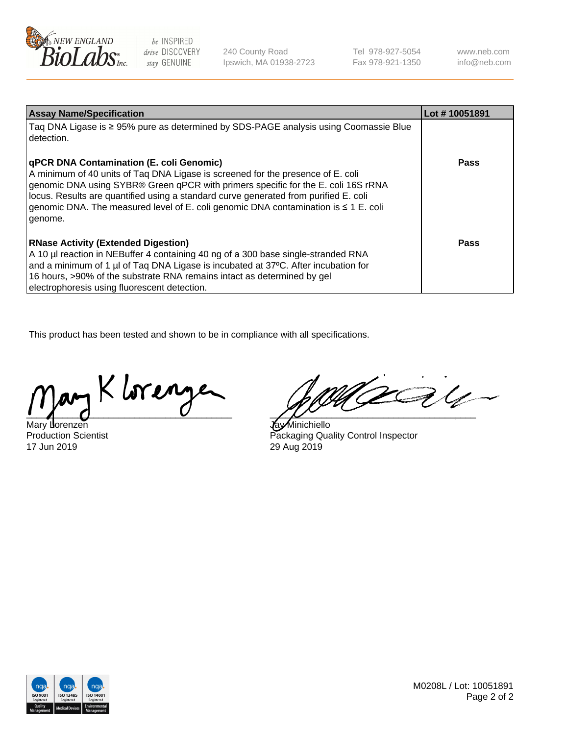| Assay Name/Specification | Lot # 10051891 |
| --- | --- |
| Taq DNA Ligase is ≥ 95% pure as determined by SDS-PAGE analysis using Coomassie Blue detection. | |
| **qPCR DNA Contamination (E. coli Genomic)**<br>A minimum of 40 units of Taq DNA Ligase is screened for the presence of E. coli genomic DNA using SYBR® Green qPCR with primers specific for the E. coli 16S rRNA locus. Results are quantified using a standard curve generated from purified E. coli genomic DNA. The measured level of E. coli genomic DNA contamination is ≤ 1 E. coli genome. | **Pass** |
| **RNase Activity (Extended Digestion)**<br>A 10 µl reaction in NEBuffer 4 containing 40 ng of a 300 base single-stranded RNA and a minimum of 1 µl of Taq DNA Ligase is incubated at 37ºC. After incubation for 16 hours, >90% of the substrate RNA remains intact as determined by gel electrophoresis using fluorescent detection. | **Pass** |

This product has been tested and shown to be in compliance with all specifications.

Mary Lorenzen
Production Scientist
17 Jun 2019

Jay Minichiello
Packaging Quality Control Inspector
29 Aug 2019

M0208L / Lot: 10051891